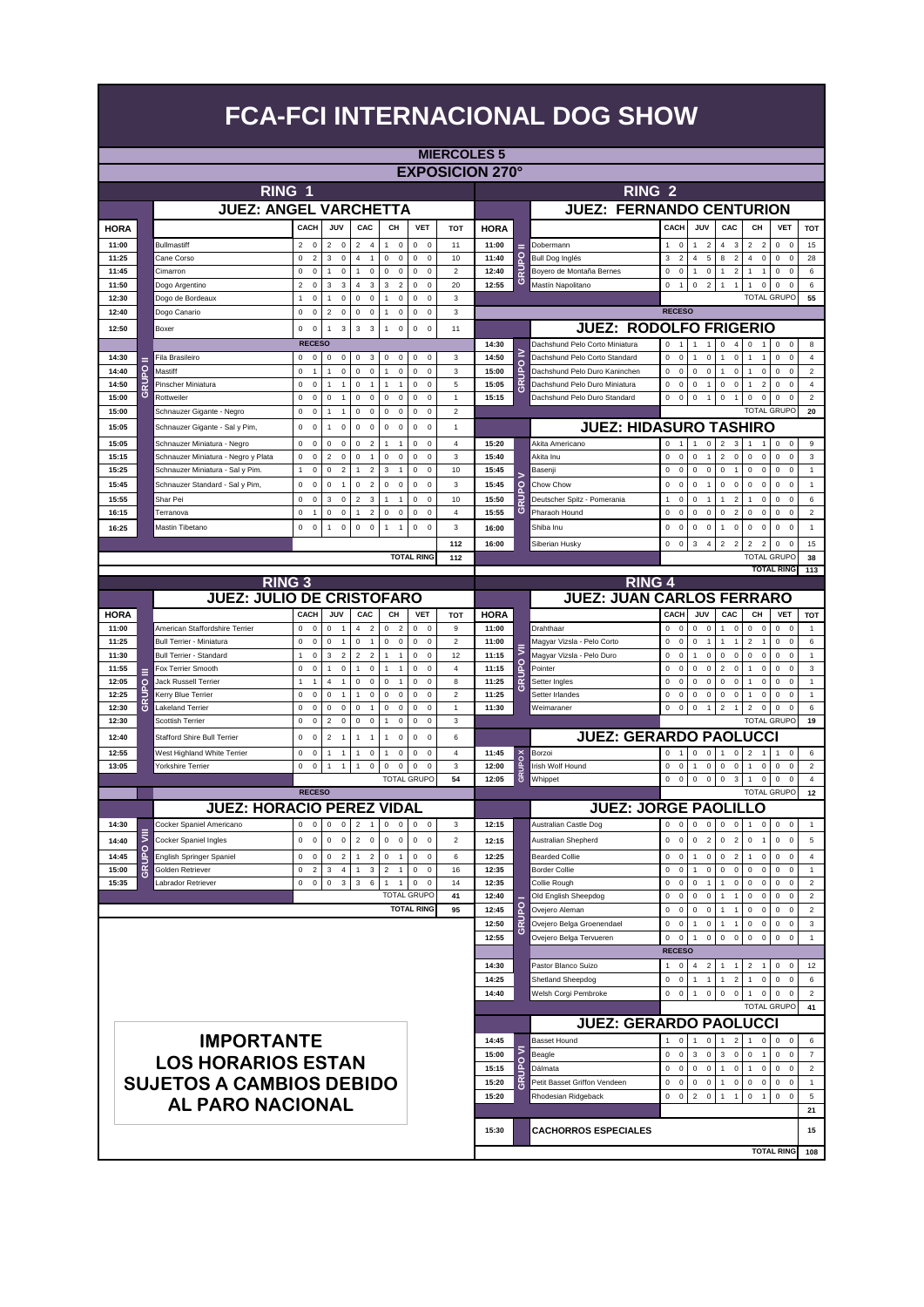# FCA-FCI INTERNACIONAL DOG SHOW

## MIERCOLES 5

## EXPOSICION 270°

## RING 1

### JUEZ: ANGEL VARCHETTA

| HORA | GRUPO | RAZA | CACH | | JUV | | CAC | | CH | | VET | | TOT |
|---|---|---|---|---|---|---|---|---|---|---|---|---|---|
| 11:00 | | Bullmastiff | 2 | 0 | 2 | 0 | 2 | 4 | 1 | 0 | 0 | 0 | 11 |
| 11:25 | | Cane Corso | 0 | 2 | 3 | 0 | 4 | 1 | 0 | 0 | 0 | 0 | 10 |
| 11:45 | | Cimarron | 0 | 0 | 1 | 0 | 1 | 0 | 0 | 0 | 0 | 0 | 2 |
| 11:50 | | Dogo Argentino | 2 | 0 | 3 | 3 | 4 | 3 | 3 | 2 | 0 | 0 | 20 |
| 12:30 | | Dogo de Bordeaux | 1 | 0 | 1 | 0 | 0 | 0 | 1 | 0 | 0 | 0 | 3 |
| 12:40 | | Dogo Canario | 0 | 0 | 2 | 0 | 0 | 0 | 1 | 0 | 0 | 0 | 3 |
| 12:50 | | Boxer | 0 | 0 | 1 | 3 | 3 | 3 | 1 | 0 | 0 | 0 | 11 |
| | | RECESO | | | | | | | | | | | |
| 14:30 | GRUPO II | Fila Brasileiro | 0 | 0 | 0 | 0 | 0 | 3 | 0 | 0 | 0 | 0 | 3 |
| 14:40 | GRUPO II | Mastiff | 0 | 1 | 1 | 0 | 0 | 0 | 1 | 0 | 0 | 0 | 3 |
| 14:50 | GRUPO II | Pinscher Miniatura | 0 | 0 | 1 | 1 | 0 | 1 | 1 | 1 | 0 | 0 | 5 |
| 15:00 | GRUPO II | Rottweiler | 0 | 0 | 0 | 1 | 0 | 0 | 0 | 0 | 0 | 0 | 1 |
| 15:00 | | Schnauzer Gigante - Negro | 0 | 0 | 1 | 1 | 0 | 0 | 0 | 0 | 0 | 0 | 2 |
| 15:05 | | Schnauzer Gigante - Sal y Pim, | 0 | 0 | 1 | 0 | 0 | 0 | 0 | 0 | 0 | 0 | 1 |
| 15:05 | | Schnauzer Miniatura - Negro | 0 | 0 | 0 | 0 | 0 | 2 | 1 | 1 | 0 | 0 | 4 |
| 15:15 | | Schnauzer Miniatura - Negro y Plata | 0 | 0 | 2 | 0 | 0 | 1 | 0 | 0 | 0 | 0 | 3 |
| 15:25 | | Schnauzer Miniatura - Sal y Pim. | 1 | 0 | 0 | 2 | 1 | 2 | 3 | 1 | 0 | 0 | 10 |
| 15:45 | | Schnauzer Standard - Sal y Pim, | 0 | 0 | 0 | 1 | 0 | 2 | 0 | 0 | 0 | 0 | 3 |
| 15:55 | | Shar Pei | 0 | 0 | 3 | 0 | 2 | 3 | 1 | 1 | 0 | 0 | 10 |
| 16:15 | | Terranova | 0 | 1 | 0 | 0 | 1 | 2 | 0 | 0 | 0 | 0 | 4 |
| 16:25 | | Mastin Tibetano | 0 | 0 | 1 | 0 | 0 | 0 | 1 | 1 | 0 | 0 | 3 |
| | | | | | | | | | | | | | 112 |
| | | | | | | | | | TOTAL RING | | | | 112 |

## RING 2

### JUEZ: FERNANDO CENTURION

| HORA | GRUPO | RAZA | CACH | | JUV | | CAC | | CH | | VET | | TOT |
|---|---|---|---|---|---|---|---|---|---|---|---|---|---|
| 11:00 | GRUPO II | Dobermann | 1 | 0 | 1 | 2 | 4 | 3 | 2 | 2 | 0 | 0 | 15 |
| 11:40 | GRUPO II | Bull Dog Inglés | 3 | 2 | 4 | 5 | 8 | 2 | 4 | 0 | 0 | 0 | 28 |
| 12:40 | GRUPO II | Boyero de Montaña Bernes | 0 | 0 | 1 | 0 | 1 | 2 | 1 | 1 | 0 | 0 | 6 |
| 12:55 | GRUPO II | Mastín Napolitano | 0 | 1 | 0 | 2 | 1 | 1 | 1 | 0 | 0 | 0 | 6 |
| | | | | | | | | | TOTAL GRUPO | | | | 55 |
| | | RECESO | | | | | | | | | | | |

### JUEZ: RODOLFO FRIGERIO

| HORA | GRUPO | RAZA | CACH | | JUV | | CAC | | CH | | VET | | TOT |
|---|---|---|---|---|---|---|---|---|---|---|---|---|---|
| 14:30 | GRUPO IV | Dachshund Pelo Corto Miniatura | 0 | 1 | 1 | 1 | 0 | 4 | 0 | 1 | 0 | 0 | 8 |
| 14:50 | GRUPO IV | Dachshund Pelo Corto Standard | 0 | 0 | 1 | 0 | 1 | 0 | 1 | 1 | 0 | 0 | 4 |
| 15:00 | GRUPO IV | Dachshund Pelo Duro Kaninchen | 0 | 0 | 0 | 0 | 1 | 0 | 1 | 0 | 0 | 0 | 2 |
| 15:05 | GRUPO IV | Dachshund Pelo Duro Miniatura | 0 | 0 | 0 | 1 | 0 | 0 | 1 | 2 | 0 | 0 | 4 |
| 15:15 | GRUPO IV | Dachshund Pelo Duro Standard | 0 | 0 | 0 | 1 | 0 | 1 | 0 | 0 | 0 | 0 | 2 |
| | | | | | | | | | TOTAL GRUPO | | | | 20 |

### JUEZ: HIDASURO TASHIRO

| HORA | GRUPO | RAZA | CACH | | JUV | | CAC | | CH | | VET | | TOT |
|---|---|---|---|---|---|---|---|---|---|---|---|---|---|
| 15:20 | GRUPO V | Akita Americano | 0 | 1 | 1 | 0 | 2 | 3 | 1 | 1 | 0 | 0 | 9 |
| 15:40 | GRUPO V | Akita Inu | 0 | 0 | 0 | 1 | 2 | 0 | 0 | 0 | 0 | 0 | 3 |
| 15:45 | GRUPO V | Basenji | 0 | 0 | 0 | 0 | 0 | 1 | 0 | 0 | 0 | 0 | 1 |
| 15:45 | GRUPO V | Chow Chow | 0 | 0 | 0 | 1 | 0 | 0 | 0 | 0 | 0 | 0 | 1 |
| 15:50 | GRUPO V | Deutscher Spitz - Pomerania | 1 | 0 | 0 | 1 | 1 | 2 | 1 | 0 | 0 | 0 | 6 |
| 15:55 | GRUPO V | Pharaoh Hound | 0 | 0 | 0 | 0 | 0 | 2 | 0 | 0 | 0 | 0 | 2 |
| 16:00 | GRUPO V | Shiba Inu | 0 | 0 | 0 | 0 | 1 | 0 | 0 | 0 | 0 | 0 | 1 |
| 16:00 | GRUPO V | Siberian Husky | 0 | 0 | 3 | 4 | 2 | 2 | 2 | 2 | 0 | 0 | 15 |
| | | | | | | | | | TOTAL GRUPO | | | | 38 |
| | | | | | | | | | TOTAL RING | | | | 113 |

## RING 3

### JUEZ: JULIO DE CRISTOFARO

| HORA | GRUPO | RAZA | CACH | | JUV | | CAC | | CH | | VET | | TOT |
|---|---|---|---|---|---|---|---|---|---|---|---|---|---|
| 11:00 | GRUPO III | American Staffordshire Terrier | 0 | 0 | 0 | 1 | 4 | 2 | 0 | 2 | 0 | 0 | 9 |
| 11:25 | GRUPO III | Bull Terrier - Miniatura | 0 | 0 | 0 | 1 | 0 | 1 | 0 | 0 | 0 | 0 | 2 |
| 11:30 | GRUPO III | Bull Terrier - Standard | 1 | 0 | 3 | 2 | 2 | 2 | 1 | 1 | 0 | 0 | 12 |
| 11:55 | GRUPO III | Fox Terrier Smooth | 0 | 0 | 1 | 0 | 1 | 0 | 1 | 1 | 0 | 0 | 4 |
| 12:05 | GRUPO III | Jack Russell Terrier | 1 | 1 | 4 | 1 | 0 | 0 | 0 | 1 | 0 | 0 | 8 |
| 12:25 | GRUPO III | Kerry Blue Terrier | 0 | 0 | 0 | 1 | 1 | 0 | 0 | 0 | 0 | 0 | 2 |
| 12:30 | GRUPO III | Lakeland Terrier | 0 | 0 | 0 | 0 | 0 | 1 | 0 | 0 | 0 | 0 | 1 |
| 12:30 | GRUPO III | Scottish Terrier | 0 | 0 | 2 | 0 | 0 | 0 | 1 | 0 | 0 | 0 | 3 |
| 12:40 | GRUPO III | Stafford Shire Bull Terrier | 0 | 0 | 2 | 1 | 1 | 1 | 1 | 0 | 0 | 0 | 6 |
| 12:55 | GRUPO III | West Highland White Terrier | 0 | 0 | 1 | 1 | 1 | 0 | 1 | 0 | 0 | 0 | 4 |
| 13:05 | GRUPO III | Yorkshire Terrier | 0 | 0 | 1 | 1 | 1 | 0 | 0 | 0 | 0 | 0 | 3 |
| | | | | | | | | | TOTAL GRUPO | | | | 54 |
| | | RECESO | | | | | | | | | | | |

### JUEZ: HORACIO PEREZ VIDAL

| HORA | GRUPO | RAZA | CACH | | JUV | | CAC | | CH | | VET | | TOT |
|---|---|---|---|---|---|---|---|---|---|---|---|---|---|
| 14:30 | GRUPO VIII | Cocker Spaniel Americano | 0 | 0 | 0 | 0 | 2 | 1 | 0 | 0 | 0 | 0 | 3 |
| 14:40 | GRUPO VIII | Cocker Spaniel Ingles | 0 | 0 | 0 | 0 | 2 | 0 | 0 | 0 | 0 | 0 | 2 |
| 14:45 | GRUPO VIII | English Springer Spaniel | 0 | 0 | 0 | 2 | 1 | 2 | 0 | 1 | 0 | 0 | 6 |
| 15:00 | GRUPO VIII | Golden Retriever | 0 | 2 | 3 | 4 | 1 | 3 | 2 | 1 | 0 | 0 | 16 |
| 15:35 | GRUPO VIII | Labrador Retriever | 0 | 0 | 0 | 3 | 3 | 6 | 1 | 1 | 0 | 0 | 14 |
| | | | | | | | | | TOTAL GRUPO | | | | 41 |
| | | | | | | | | | TOTAL RING | | | | 95 |

## RING 4

### JUEZ: JUAN CARLOS FERRARO

| HORA | GRUPO | RAZA | CACH | | JUV | | CAC | | CH | | VET | | TOT |
|---|---|---|---|---|---|---|---|---|---|---|---|---|---|
| 11:00 | GRUPO VII | Drahthaar | 0 | 0 | 0 | 0 | 1 | 0 | 0 | 0 | 0 | 0 | 1 |
| 11:00 | GRUPO VII | Magyar Vizsla - Pelo Corto | 0 | 0 | 0 | 1 | 1 | 1 | 2 | 1 | 0 | 0 | 6 |
| 11:15 | GRUPO VII | Magyar Vizsla - Pelo Duro | 0 | 0 | 1 | 0 | 0 | 0 | 0 | 0 | 0 | 0 | 1 |
| 11:15 | GRUPO VII | Pointer | 0 | 0 | 0 | 0 | 2 | 0 | 1 | 0 | 0 | 0 | 3 |
| 11:25 | GRUPO VII | Setter Ingles | 0 | 0 | 0 | 0 | 0 | 0 | 1 | 0 | 0 | 0 | 1 |
| 11:25 | GRUPO VII | Setter Irlandes | 0 | 0 | 0 | 0 | 0 | 0 | 1 | 0 | 0 | 0 | 1 |
| 11:30 | GRUPO VII | Weimaraner | 0 | 0 | 0 | 1 | 2 | 1 | 2 | 0 | 0 | 0 | 6 |
| | | | | | | | | | TOTAL GRUPO | | | | 19 |

### JUEZ: GERARDO PAOLUCCI

| HORA | GRUPO | RAZA | CACH | | JUV | | CAC | | CH | | VET | | TOT |
|---|---|---|---|---|---|---|---|---|---|---|---|---|---|
| 11:45 | GRUPO X | Borzoi | 0 | 1 | 0 | 0 | 1 | 0 | 2 | 1 | 1 | 0 | 6 |
| 12:00 | GRUPO X | Irish Wolf Hound | 0 | 0 | 1 | 0 | 0 | 0 | 1 | 0 | 0 | 0 | 2 |
| 12:05 | GRUPO X | Whippet | 0 | 0 | 0 | 0 | 0 | 3 | 1 | 0 | 0 | 0 | 4 |
| | | | | | | | | | TOTAL GRUPO | | | | 12 |

### JUEZ: JORGE PAOLILLO

| HORA | GRUPO | RAZA | CACH | | JUV | | CAC | | CH | | VET | | TOT |
|---|---|---|---|---|---|---|---|---|---|---|---|---|---|
| 12:15 | GRUPO I | Australian Castle Dog | 0 | 0 | 0 | 0 | 0 | 0 | 1 | 0 | 0 | 0 | 1 |
| 12:15 | GRUPO I | Australian Shepherd | 0 | 0 | 0 | 2 | 0 | 2 | 0 | 1 | 0 | 0 | 5 |
| 12:25 | GRUPO I | Bearded Collie | 0 | 0 | 1 | 0 | 0 | 2 | 1 | 0 | 0 | 0 | 4 |
| 12:35 | GRUPO I | Border Collie | 0 | 0 | 1 | 0 | 0 | 0 | 0 | 0 | 0 | 0 | 1 |
| 12:35 | GRUPO I | Collie Rough | 0 | 0 | 0 | 1 | 1 | 0 | 0 | 0 | 0 | 0 | 2 |
| 12:40 | GRUPO I | Old English Sheepdog | 0 | 0 | 0 | 0 | 1 | 1 | 0 | 0 | 0 | 0 | 2 |
| 12:45 | GRUPO I | Ovejero Aleman | 0 | 0 | 0 | 0 | 1 | 1 | 0 | 0 | 0 | 0 | 2 |
| 12:50 | GRUPO I | Ovejero Belga Groenendael | 0 | 0 | 1 | 0 | 1 | 1 | 0 | 0 | 0 | 0 | 3 |
| 12:55 | GRUPO I | Ovejero Belga Tervueren | 0 | 0 | 1 | 0 | 0 | 0 | 0 | 0 | 0 | 0 | 1 |
| | | RECESO | | | | | | | | | | | |
| 14:30 | GRUPO I | Pastor Blanco Suizo | 1 | 0 | 4 | 2 | 1 | 1 | 2 | 1 | 0 | 0 | 12 |
| 14:25 | GRUPO I | Shetland Sheepdog | 0 | 0 | 1 | 1 | 1 | 2 | 1 | 0 | 0 | 0 | 6 |
| 14:40 | GRUPO I | Welsh Corgi Pembroke | 0 | 0 | 1 | 0 | 0 | 0 | 1 | 0 | 0 | 0 | 2 |
| | | | | | | | | | TOTAL GRUPO | | | | 41 |

### JUEZ: GERARDO PAOLUCCI

| HORA | GRUPO | RAZA | CACH | | JUV | | CAC | | CH | | VET | | TOT |
|---|---|---|---|---|---|---|---|---|---|---|---|---|---|
| 14:45 | GRUPO VI | Basset Hound | 1 | 0 | 1 | 0 | 1 | 2 | 1 | 0 | 0 | 0 | 6 |
| 15:00 | GRUPO VI | Beagle | 0 | 0 | 3 | 0 | 3 | 0 | 0 | 1 | 0 | 0 | 7 |
| 15:15 | GRUPO VI | Dálmata | 0 | 0 | 0 | 0 | 1 | 0 | 1 | 0 | 0 | 0 | 2 |
| 15:20 | GRUPO VI | Petit Basset Griffon Vendeen | 0 | 0 | 0 | 0 | 1 | 0 | 0 | 0 | 0 | 0 | 1 |
| 15:20 | GRUPO VI | Rhodesian Ridgeback | 0 | 0 | 2 | 0 | 1 | 1 | 0 | 1 | 0 | 0 | 5 |
| | | | | | | | | | | | | | 21 |
| 15:30 | | CACHORROS ESPECIALES | | | | | | | | | | | 15 |
| | | | | | | | | | TOTAL RING | | | | 108 |

## IMPORTANTE

**LOS HORARIOS ESTAN SUJETOS A CAMBIOS DEBIDO AL PARO NACIONAL**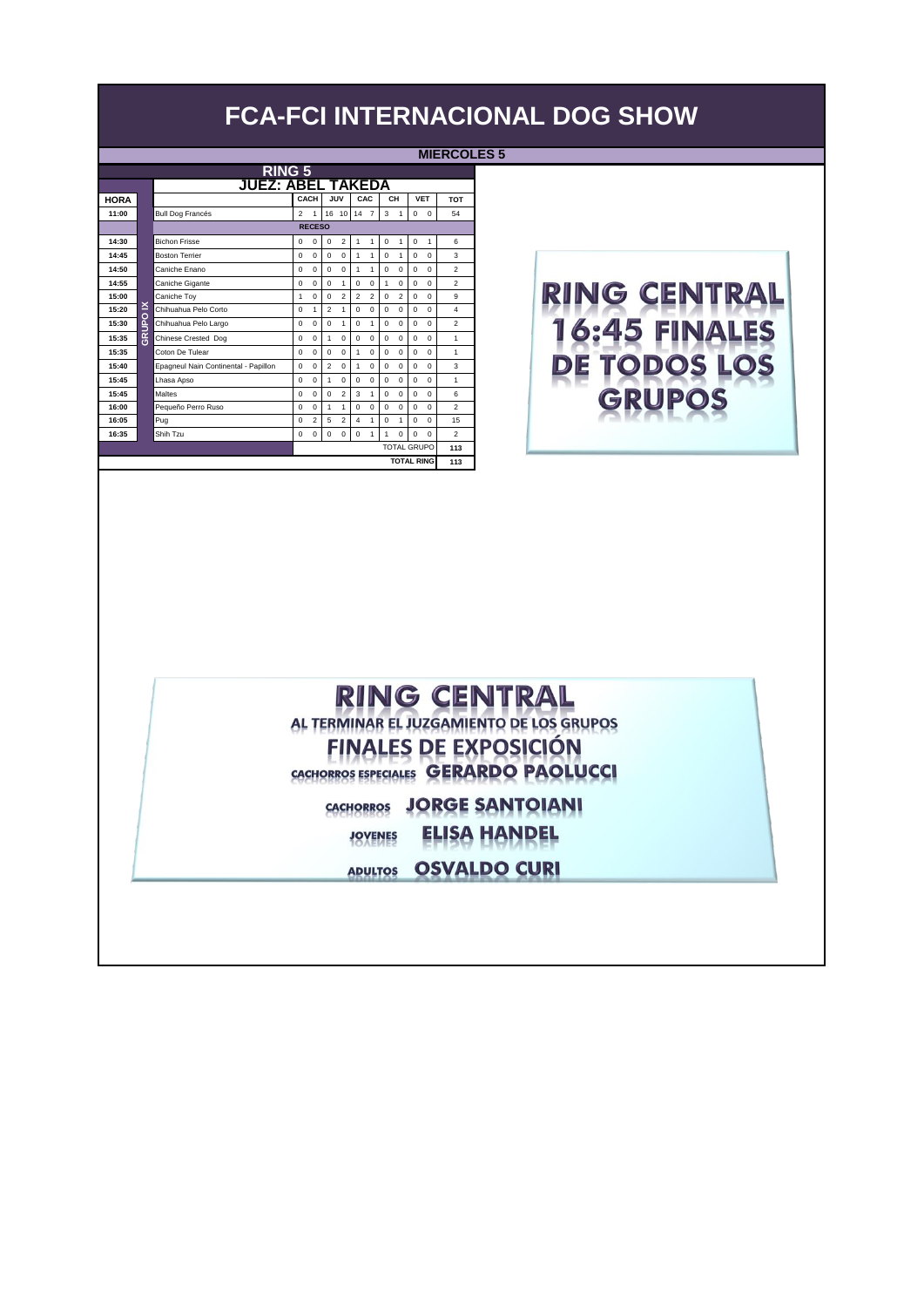# FCA-FCI INTERNACIONAL DOG SHOW

**MIERCOLES 5**

## RING 5

### JUEZ: ABEL TAKEDA

| HORA | | | CACH | | JUV | | CAC | | CH | | VET | | TOT |
|---|---|---|---|---|---|---|---|---|---|---|---|---|---|
| 11:00 | | Bull Dog Francés | 2 | 1 | 16 | 10 | 14 | 7 | 3 | 1 | 0 | 0 | 54 |
| | | RECESO | | | | | | | | | | | |
| 14:30 | GRUPO IX | Bichon Frisse | 0 | 0 | 0 | 2 | 1 | 1 | 0 | 1 | 0 | 1 | 6 |
| 14:45 | GRUPO IX | Boston Terrier | 0 | 0 | 0 | 0 | 1 | 1 | 0 | 1 | 0 | 0 | 3 |
| 14:50 | GRUPO IX | Caniche Enano | 0 | 0 | 0 | 0 | 1 | 1 | 0 | 0 | 0 | 0 | 2 |
| 14:55 | GRUPO IX | Caniche Gigante | 0 | 0 | 0 | 1 | 0 | 0 | 1 | 0 | 0 | 0 | 2 |
| 15:00 | GRUPO IX | Caniche Toy | 1 | 0 | 0 | 2 | 2 | 2 | 0 | 2 | 0 | 0 | 9 |
| 15:20 | GRUPO IX | Chihuahua Pelo Corto | 0 | 1 | 2 | 1 | 0 | 0 | 0 | 0 | 0 | 0 | 4 |
| 15:30 | GRUPO IX | Chihuahua Pelo Largo | 0 | 0 | 0 | 1 | 0 | 1 | 0 | 0 | 0 | 0 | 2 |
| 15:35 | GRUPO IX | Chinese Crested Dog | 0 | 0 | 1 | 0 | 0 | 0 | 0 | 0 | 0 | 0 | 1 |
| 15:35 | GRUPO IX | Coton De Tulear | 0 | 0 | 0 | 0 | 1 | 0 | 0 | 0 | 0 | 0 | 1 |
| 15:40 | GRUPO IX | Epagneul Nain Continental - Papillon | 0 | 0 | 2 | 0 | 1 | 0 | 0 | 0 | 0 | 0 | 3 |
| 15:45 | GRUPO IX | Lhasa Apso | 0 | 0 | 1 | 0 | 0 | 0 | 0 | 0 | 0 | 0 | 1 |
| 15:45 | GRUPO IX | Maltes | 0 | 0 | 0 | 2 | 3 | 1 | 0 | 0 | 0 | 0 | 6 |
| 16:00 | GRUPO IX | Pequeño Perro Ruso | 0 | 0 | 1 | 1 | 0 | 0 | 0 | 0 | 0 | 0 | 2 |
| 16:05 | GRUPO IX | Pug | 0 | 2 | 5 | 2 | 4 | 1 | 0 | 1 | 0 | 0 | 15 |
| 16:35 | GRUPO IX | Shih Tzu | 0 | 0 | 0 | 0 | 0 | 1 | 1 | 0 | 0 | 0 | 2 |
| | | | | | | | | | TOTAL GRUPO | | | | 113 |
| | | | | | | | | | TOTAL RING | | | | 113 |

**RING CENTRAL**
**16:45 FINALES DE TODOS LOS GRUPOS**

**RING CENTRAL**

AL TERMINAR EL JUZGAMIENTO DE LOS GRUPOS

**FINALES DE EXPOSICIÓN**

CACHORROS ESPECIALES **GERARDO PAOLUCCI**

CACHORROS **JORGE SANTOIANI**

JOVENES **ELISA HANDEL**

ADULTOS **OSVALDO CURI**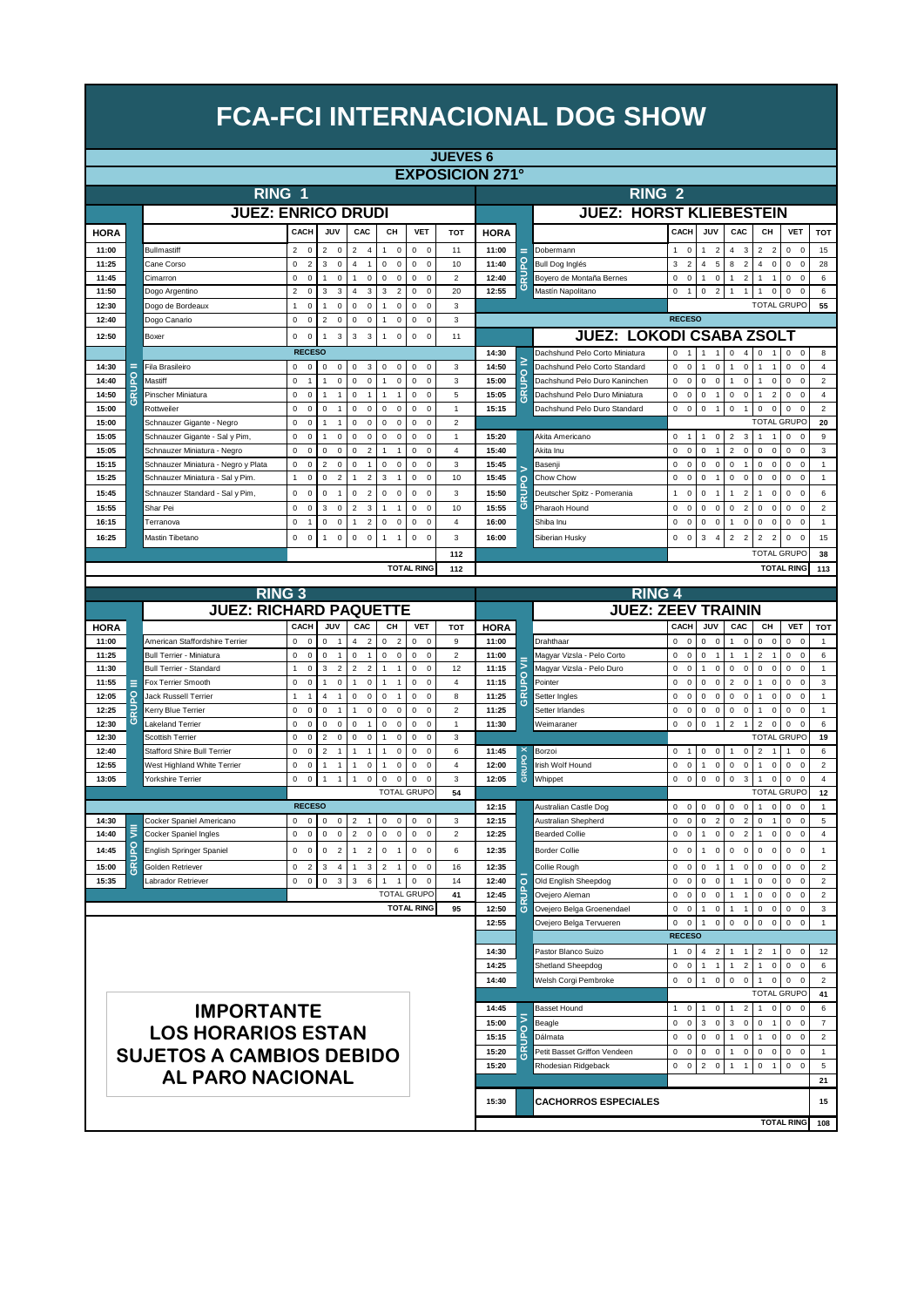# FCA-FCI INTERNACIONAL DOG SHOW

## JUEVES 6

## EXPOSICION 271°

## RING 1

### JUEZ: ENRICO DRUDI

| HORA | GRUPO | RAZA | CACH | | JUV | | CAC | | CH | | VET | | TOT |
|---|---|---|---|---|---|---|---|---|---|---|---|---|---|
| 11:00 | | Bullmastiff | 2 | 0 | 2 | 0 | 2 | 4 | 1 | 0 | 0 | 0 | 11 |
| 11:25 | | Cane Corso | 0 | 2 | 3 | 0 | 4 | 1 | 0 | 0 | 0 | 0 | 10 |
| 11:45 | | Cimarron | 0 | 0 | 1 | 0 | 1 | 0 | 0 | 0 | 0 | 0 | 2 |
| 11:50 | | Dogo Argentino | 2 | 0 | 3 | 3 | 4 | 3 | 3 | 2 | 0 | 0 | 20 |
| 12:30 | | Dogo de Bordeaux | 1 | 0 | 1 | 0 | 0 | 0 | 1 | 0 | 0 | 0 | 3 |
| 12:40 | | Dogo Canario | 0 | 0 | 2 | 0 | 0 | 0 | 1 | 0 | 0 | 0 | 3 |
| 12:50 | | Boxer | 0 | 0 | 1 | 3 | 3 | 3 | 1 | 0 | 0 | 0 | 11 |
| | | RECESO | | | | | | | | | | | |
| 14:30 | GRUPO II | Fila Brasileiro | 0 | 0 | 0 | 0 | 0 | 3 | 0 | 0 | 0 | 0 | 3 |
| 14:40 | GRUPO II | Mastiff | 0 | 1 | 1 | 0 | 0 | 0 | 1 | 0 | 0 | 0 | 3 |
| 14:50 | GRUPO II | Pinscher Miniatura | 0 | 0 | 1 | 1 | 0 | 1 | 1 | 1 | 0 | 0 | 5 |
| 15:00 | GRUPO II | Rottweiler | 0 | 0 | 0 | 1 | 0 | 0 | 0 | 0 | 0 | 0 | 1 |
| 15:00 | | Schnauzer Gigante - Negro | 0 | 0 | 1 | 1 | 0 | 0 | 0 | 0 | 0 | 0 | 2 |
| 15:05 | | Schnauzer Gigante - Sal y Pim, | 0 | 0 | 1 | 0 | 0 | 0 | 0 | 0 | 0 | 0 | 1 |
| 15:05 | | Schnauzer Miniatura - Negro | 0 | 0 | 0 | 0 | 0 | 2 | 1 | 1 | 0 | 0 | 4 |
| 15:15 | | Schnauzer Miniatura - Negro y Plata | 0 | 0 | 2 | 0 | 0 | 1 | 0 | 0 | 0 | 0 | 3 |
| 15:25 | | Schnauzer Miniatura - Sal y Pim. | 1 | 0 | 0 | 2 | 1 | 2 | 3 | 1 | 0 | 0 | 10 |
| 15:45 | | Schnauzer Standard - Sal y Pim, | 0 | 0 | 0 | 1 | 0 | 2 | 0 | 0 | 0 | 0 | 3 |
| 15:55 | | Shar Pei | 0 | 0 | 3 | 0 | 2 | 3 | 1 | 1 | 0 | 0 | 10 |
| 16:15 | | Terranova | 0 | 1 | 0 | 0 | 1 | 2 | 0 | 0 | 0 | 0 | 4 |
| 16:25 | | Mastin Tibetano | 0 | 0 | 1 | 0 | 0 | 0 | 1 | 1 | 0 | 0 | 3 |
| | | | | | | | | | | | | | 112 |
| | | | | | | | | | | | TOTAL RING | | 112 |

## RING 2

### JUEZ: HORST KLIEBESTEIN

| HORA | GRUPO | RAZA | CACH | | JUV | | CAC | | CH | | VET | | TOT |
|---|---|---|---|---|---|---|---|---|---|---|---|---|---|
| 11:00 | GRUPO II | Dobermann | 1 | 0 | 1 | 2 | 4 | 3 | 2 | 2 | 0 | 0 | 15 |
| 11:40 | GRUPO II | Bull Dog Inglés | 3 | 2 | 4 | 5 | 8 | 2 | 4 | 0 | 0 | 0 | 28 |
| 12:40 | GRUPO II | Boyero de Montaña Bernes | 0 | 0 | 1 | 0 | 1 | 2 | 1 | 1 | 0 | 0 | 6 |
| 12:55 | GRUPO II | Mastín Napolitano | 0 | 1 | 0 | 2 | 1 | 1 | 1 | 0 | 0 | 0 | 6 |
| | | | | | | | | | TOTAL GRUPO | | | | 55 |
| | | RECESO | | | | | | | | | | | |

### JUEZ: LOKODI CSABA ZSOLT

| HORA | GRUPO | RAZA | CACH | | JUV | | CAC | | CH | | VET | | TOT |
|---|---|---|---|---|---|---|---|---|---|---|---|---|---|
| 14:30 | GRUPO IV | Dachshund Pelo Corto Miniatura | 0 | 1 | 1 | 1 | 0 | 4 | 0 | 1 | 0 | 0 | 8 |
| 14:50 | GRUPO IV | Dachshund Pelo Corto Standard | 0 | 0 | 1 | 0 | 1 | 0 | 1 | 1 | 0 | 0 | 4 |
| 15:00 | GRUPO IV | Dachshund Pelo Duro Kaninchen | 0 | 0 | 0 | 0 | 1 | 0 | 1 | 0 | 0 | 0 | 2 |
| 15:05 | GRUPO IV | Dachshund Pelo Duro Miniatura | 0 | 0 | 0 | 1 | 0 | 0 | 1 | 2 | 0 | 0 | 4 |
| 15:15 | GRUPO IV | Dachshund Pelo Duro Standard | 0 | 0 | 0 | 1 | 0 | 1 | 0 | 0 | 0 | 0 | 2 |
| | | | | | | | | | TOTAL GRUPO | | | | 20 |
| 15:20 | GRUPO V | Akita Americano | 0 | 1 | 1 | 0 | 2 | 3 | 1 | 1 | 0 | 0 | 9 |
| 15:40 | GRUPO V | Akita Inu | 0 | 0 | 0 | 1 | 2 | 0 | 0 | 0 | 0 | 0 | 3 |
| 15:45 | GRUPO V | Basenji | 0 | 0 | 0 | 0 | 0 | 1 | 0 | 0 | 0 | 0 | 1 |
| 15:45 | GRUPO V | Chow Chow | 0 | 0 | 0 | 1 | 0 | 0 | 0 | 0 | 0 | 0 | 1 |
| 15:50 | GRUPO V | Deutscher Spitz - Pomerania | 1 | 0 | 0 | 1 | 1 | 2 | 1 | 0 | 0 | 0 | 6 |
| 15:55 | GRUPO V | Pharaoh Hound | 0 | 0 | 0 | 0 | 0 | 2 | 0 | 0 | 0 | 0 | 2 |
| 16:00 | GRUPO V | Shiba Inu | 0 | 0 | 0 | 0 | 1 | 0 | 0 | 0 | 0 | 0 | 1 |
| 16:00 | GRUPO V | Siberian Husky | 0 | 0 | 3 | 4 | 2 | 2 | 2 | 2 | 0 | 0 | 15 |
| | | | | | | | | | TOTAL GRUPO | | | | 38 |
| | | | | | | | | | | | TOTAL RING | | 113 |

## RING 3

### JUEZ: RICHARD PAQUETTE

| HORA | GRUPO | RAZA | CACH | | JUV | | CAC | | CH | | VET | | TOT |
|---|---|---|---|---|---|---|---|---|---|---|---|---|---|
| 11:00 | GRUPO III | American Staffordshire Terrier | 0 | 0 | 0 | 1 | 4 | 2 | 0 | 2 | 0 | 0 | 9 |
| 11:25 | GRUPO III | Bull Terrier - Miniatura | 0 | 0 | 0 | 1 | 0 | 1 | 0 | 0 | 0 | 0 | 2 |
| 11:30 | GRUPO III | Bull Terrier - Standard | 1 | 0 | 3 | 2 | 2 | 2 | 1 | 1 | 0 | 0 | 12 |
| 11:55 | GRUPO III | Fox Terrier Smooth | 0 | 0 | 1 | 0 | 1 | 0 | 1 | 1 | 0 | 0 | 4 |
| 12:05 | GRUPO III | Jack Russell Terrier | 1 | 1 | 4 | 1 | 0 | 0 | 0 | 1 | 0 | 0 | 8 |
| 12:25 | GRUPO III | Kerry Blue Terrier | 0 | 0 | 0 | 1 | 1 | 0 | 0 | 0 | 0 | 0 | 2 |
| 12:30 | GRUPO III | Lakeland Terrier | 0 | 0 | 0 | 0 | 0 | 1 | 0 | 0 | 0 | 0 | 1 |
| 12:30 | GRUPO III | Scottish Terrier | 0 | 0 | 2 | 0 | 0 | 0 | 1 | 0 | 0 | 0 | 3 |
| 12:40 | GRUPO III | Stafford Shire Bull Terrier | 0 | 0 | 2 | 1 | 1 | 1 | 1 | 0 | 0 | 0 | 6 |
| 12:55 | GRUPO III | West Highland White Terrier | 0 | 0 | 1 | 1 | 1 | 0 | 1 | 0 | 0 | 0 | 4 |
| 13:05 | GRUPO III | Yorkshire Terrier | 0 | 0 | 1 | 1 | 1 | 0 | 0 | 0 | 0 | 0 | 3 |
| | | | | | | | | | TOTAL GRUPO | | | | 54 |
| | | RECESO | | | | | | | | | | | |
| 14:30 | GRUPO VIII | Cocker Spaniel Americano | 0 | 0 | 0 | 0 | 2 | 1 | 0 | 0 | 0 | 0 | 3 |
| 14:40 | GRUPO VIII | Cocker Spaniel Ingles | 0 | 0 | 0 | 0 | 2 | 0 | 0 | 0 | 0 | 0 | 2 |
| 14:45 | GRUPO VIII | English Springer Spaniel | 0 | 0 | 0 | 2 | 1 | 2 | 0 | 1 | 0 | 0 | 6 |
| 15:00 | GRUPO VIII | Golden Retriever | 0 | 2 | 3 | 4 | 1 | 3 | 2 | 1 | 0 | 0 | 16 |
| 15:35 | GRUPO VIII | Labrador Retriever | 0 | 0 | 0 | 3 | 3 | 6 | 1 | 1 | 0 | 0 | 14 |
| | | | | | | | | | TOTAL GRUPO | | | | 41 |
| | | | | | | | | | | | TOTAL RING | | 95 |

## RING 4

### JUEZ: ZEEV TRAININ

| HORA | GRUPO | RAZA | CACH | | JUV | | CAC | | CH | | VET | | TOT |
|---|---|---|---|---|---|---|---|---|---|---|---|---|---|
| 11:00 | GRUPO VII | Drahthaar | 0 | 0 | 0 | 0 | 1 | 0 | 0 | 0 | 0 | 0 | 1 |
| 11:00 | GRUPO VII | Magyar Vizsla - Pelo Corto | 0 | 0 | 0 | 1 | 1 | 1 | 2 | 1 | 0 | 0 | 6 |
| 11:15 | GRUPO VII | Magyar Vizsla - Pelo Duro | 0 | 0 | 1 | 0 | 0 | 0 | 0 | 0 | 0 | 0 | 1 |
| 11:15 | GRUPO VII | Pointer | 0 | 0 | 0 | 0 | 2 | 0 | 1 | 0 | 0 | 0 | 3 |
| 11:25 | GRUPO VII | Setter Ingles | 0 | 0 | 0 | 0 | 0 | 0 | 1 | 0 | 0 | 0 | 1 |
| 11:25 | GRUPO VII | Setter Irlandes | 0 | 0 | 0 | 0 | 0 | 0 | 1 | 0 | 0 | 0 | 1 |
| 11:30 | GRUPO VII | Weimaraner | 0 | 0 | 0 | 1 | 2 | 1 | 2 | 0 | 0 | 0 | 6 |
| | | | | | | | | | TOTAL GRUPO | | | | 19 |
| 11:45 | GRUPO X | Borzoi | 0 | 1 | 0 | 0 | 1 | 0 | 2 | 1 | 1 | 0 | 6 |
| 12:00 | GRUPO X | Irish Wolf Hound | 0 | 0 | 1 | 0 | 0 | 0 | 1 | 0 | 0 | 0 | 2 |
| 12:05 | GRUPO X | Whippet | 0 | 0 | 0 | 0 | 0 | 3 | 1 | 0 | 0 | 0 | 4 |
| | | | | | | | | | TOTAL GRUPO | | | | 12 |
| 12:15 | GRUPO I | Australian Castle Dog | 0 | 0 | 0 | 0 | 0 | 0 | 1 | 0 | 0 | 0 | 1 |
| 12:15 | GRUPO I | Australian Shepherd | 0 | 0 | 0 | 2 | 0 | 2 | 0 | 1 | 0 | 0 | 5 |
| 12:25 | GRUPO I | Bearded Collie | 0 | 0 | 1 | 0 | 0 | 2 | 1 | 0 | 0 | 0 | 4 |
| 12:35 | GRUPO I | Border Collie | 0 | 0 | 1 | 0 | 0 | 0 | 0 | 0 | 0 | 0 | 1 |
| 12:35 | GRUPO I | Collie Rough | 0 | 0 | 0 | 1 | 1 | 0 | 0 | 0 | 0 | 0 | 2 |
| 12:40 | GRUPO I | Old English Sheepdog | 0 | 0 | 0 | 0 | 1 | 1 | 0 | 0 | 0 | 0 | 2 |
| 12:45 | GRUPO I | Ovejero Aleman | 0 | 0 | 0 | 0 | 1 | 1 | 0 | 0 | 0 | 0 | 2 |
| 12:50 | GRUPO I | Ovejero Belga Groenendael | 0 | 0 | 1 | 0 | 1 | 1 | 0 | 0 | 0 | 0 | 3 |
| 12:55 | GRUPO I | Ovejero Belga Tervueren | 0 | 0 | 1 | 0 | 0 | 0 | 0 | 0 | 0 | 0 | 1 |
| | | RECESO | | | | | | | | | | | |
| 14:30 | GRUPO I | Pastor Blanco Suizo | 1 | 0 | 4 | 2 | 1 | 1 | 2 | 1 | 0 | 0 | 12 |
| 14:25 | GRUPO I | Shetland Sheepdog | 0 | 0 | 1 | 1 | 1 | 2 | 1 | 0 | 0 | 0 | 6 |
| 14:40 | GRUPO I | Welsh Corgi Pembroke | 0 | 0 | 1 | 0 | 0 | 0 | 1 | 0 | 0 | 0 | 2 |
| | | | | | | | | | TOTAL GRUPO | | | | 41 |
| 14:45 | GRUPO VI | Basset Hound | 1 | 0 | 1 | 0 | 1 | 2 | 1 | 0 | 0 | 0 | 6 |
| 15:00 | GRUPO VI | Beagle | 0 | 0 | 3 | 0 | 3 | 0 | 0 | 1 | 0 | 0 | 7 |
| 15:15 | GRUPO VI | Dálmata | 0 | 0 | 0 | 0 | 1 | 0 | 1 | 0 | 0 | 0 | 2 |
| 15:20 | GRUPO VI | Petit Basset Griffon Vendeen | 0 | 0 | 0 | 0 | 1 | 0 | 0 | 0 | 0 | 0 | 1 |
| 15:20 | GRUPO VI | Rhodesian Ridgeback | 0 | 0 | 2 | 0 | 1 | 1 | 0 | 1 | 0 | 0 | 5 |
| | | | | | | | | | | | | | 21 |
| 15:30 | | CACHORROS ESPECIALES | | | | | | | | | | | 15 |
| | | | | | | | | | | | TOTAL RING | | 108 |

**IMPORTANTE**
**LOS HORARIOS ESTAN SUJETOS A CAMBIOS DEBIDO AL PARO NACIONAL**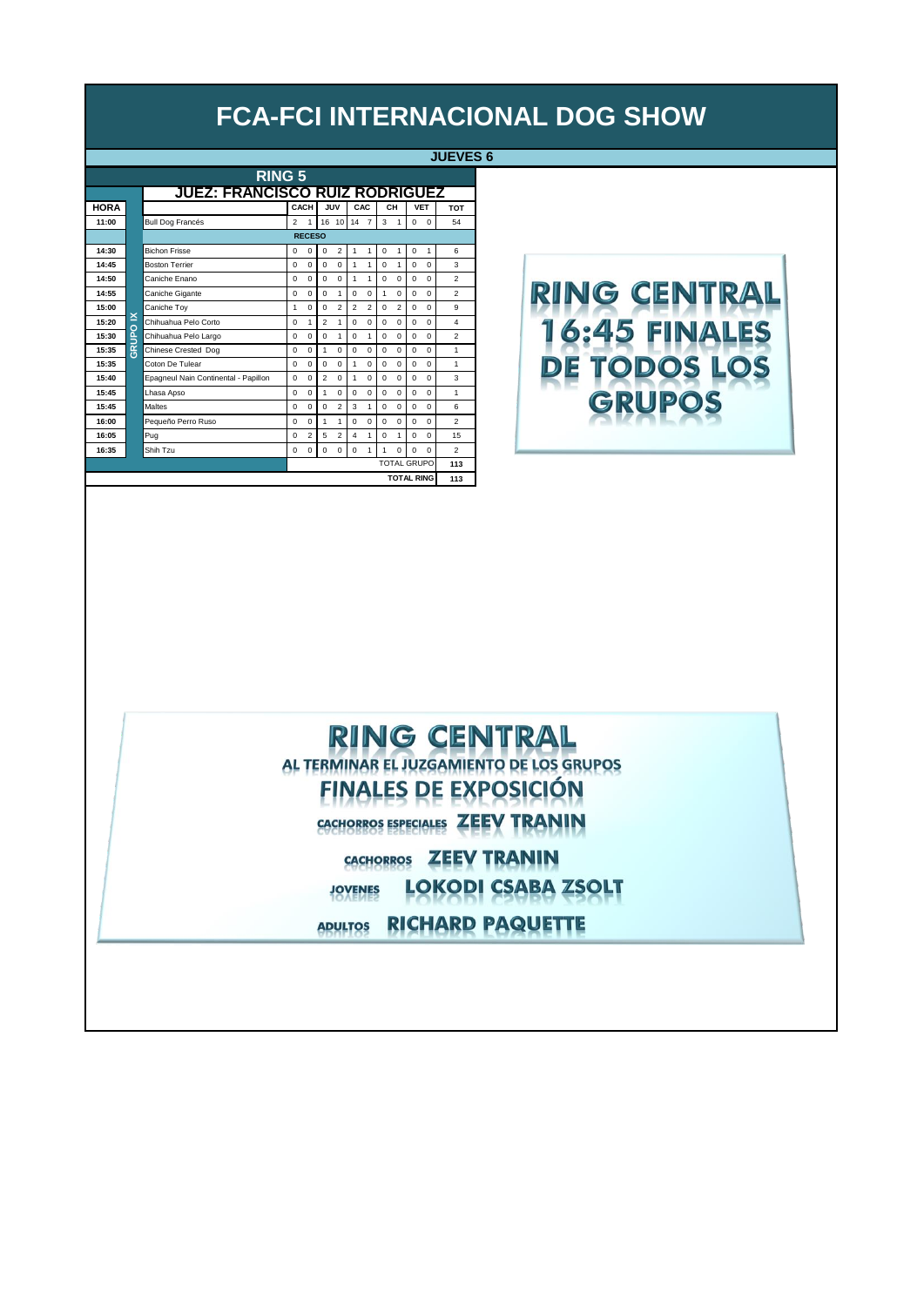# FCA-FCI INTERNACIONAL DOG SHOW

**JUEVES 6**

## RING 5

### JUEZ: FRANCISCO RUIZ RODRIGUEZ

| HORA | | | CACH | | JUV | | CAC | | CH | | VET | | TOT |
|---|---|---|---|---|---|---|---|---|---|---|---|---|---|
| 11:00 | | Bull Dog Francés | 2 | 1 | 16 | 10 | 14 | 7 | 3 | 1 | 0 | 0 | 54 |
| | | RECESO | | | | | | | | | | | |
| 14:30 | GRUPO IX | Bichon Frisse | 0 | 0 | 0 | 2 | 1 | 1 | 0 | 1 | 0 | 1 | 6 |
| 14:45 | GRUPO IX | Boston Terrier | 0 | 0 | 0 | 0 | 1 | 1 | 0 | 1 | 0 | 0 | 3 |
| 14:50 | GRUPO IX | Caniche Enano | 0 | 0 | 0 | 0 | 1 | 1 | 0 | 0 | 0 | 0 | 2 |
| 14:55 | GRUPO IX | Caniche Gigante | 0 | 0 | 0 | 1 | 0 | 0 | 1 | 0 | 0 | 0 | 2 |
| 15:00 | GRUPO IX | Caniche Toy | 1 | 0 | 0 | 2 | 2 | 2 | 0 | 2 | 0 | 0 | 9 |
| 15:20 | GRUPO IX | Chihuahua Pelo Corto | 0 | 1 | 2 | 1 | 0 | 0 | 0 | 0 | 0 | 0 | 4 |
| 15:30 | GRUPO IX | Chihuahua Pelo Largo | 0 | 0 | 0 | 1 | 0 | 1 | 0 | 0 | 0 | 0 | 2 |
| 15:35 | GRUPO IX | Chinese Crested Dog | 0 | 0 | 1 | 0 | 0 | 0 | 0 | 0 | 0 | 0 | 1 |
| 15:35 | GRUPO IX | Coton De Tulear | 0 | 0 | 0 | 0 | 1 | 0 | 0 | 0 | 0 | 0 | 1 |
| 15:40 | GRUPO IX | Epagneul Nain Continental - Papillon | 0 | 0 | 2 | 0 | 1 | 0 | 0 | 0 | 0 | 0 | 3 |
| 15:45 | GRUPO IX | Lhasa Apso | 0 | 0 | 1 | 0 | 0 | 0 | 0 | 0 | 0 | 0 | 1 |
| 15:45 | GRUPO IX | Maltes | 0 | 0 | 0 | 2 | 3 | 1 | 0 | 0 | 0 | 0 | 6 |
| 16:00 | GRUPO IX | Pequeño Perro Ruso | 0 | 0 | 1 | 1 | 0 | 0 | 0 | 0 | 0 | 0 | 2 |
| 16:05 | GRUPO IX | Pug | 0 | 2 | 5 | 2 | 4 | 1 | 0 | 1 | 0 | 0 | 15 |
| 16:35 | GRUPO IX | Shih Tzu | 0 | 0 | 0 | 0 | 0 | 1 | 1 | 0 | 0 | 0 | 2 |
| | | | | | | | | | TOTAL GRUPO | | | | 113 |
| | | | | | | | | | TOTAL RING | | | | 113 |

**RING CENTRAL**
**16:45 FINALES DE TODOS LOS GRUPOS**

## RING CENTRAL

**AL TERMINAR EL JUZGAMIENTO DE LOS GRUPOS**

### FINALES DE EXPOSICIÓN

CACHORROS ESPECIALES **ZEEV TRANIN**

CACHORROS **ZEEV TRANIN**

JOVENES **LOKODI CSABA ZSOLT**

ADULTOS **RICHARD PAQUETTE**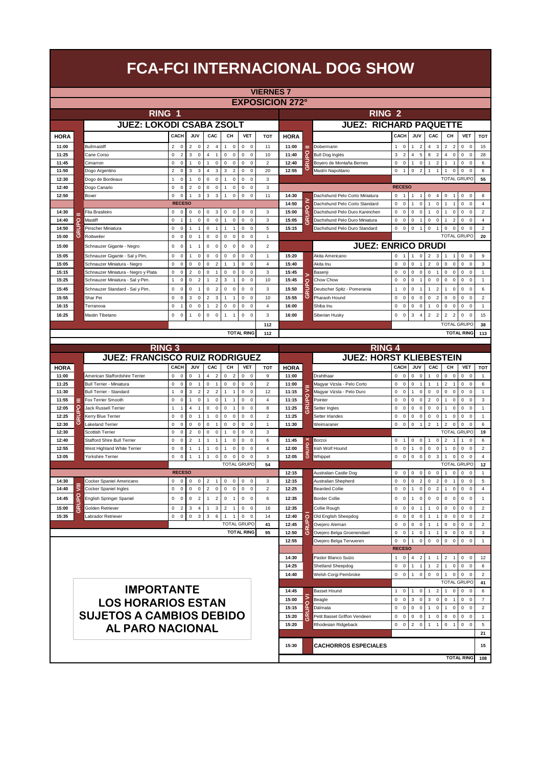# FCA-FCI INTERNACIONAL DOG SHOW

## VIERNES 7
## EXPOSICION 272°

## RING 1
### JUEZ: LOKODI CSABA ZSOLT

| HORA | GRUPO | RAZA | CACH | | JUV | | CAC | | CH | | VET | | TOT |
|---|---|---|---|---|---|---|---|---|---|---|---|---|---|
| 11:00 | | Bullmastiff | 2 | 0 | 2 | 0 | 2 | 4 | 1 | 0 | 0 | 0 | 11 |
| 11:25 | | Cane Corso | 0 | 2 | 3 | 0 | 4 | 1 | 0 | 0 | 0 | 0 | 10 |
| 11:45 | | Cimarron | 0 | 0 | 1 | 0 | 1 | 0 | 0 | 0 | 0 | 0 | 2 |
| 11:50 | | Dogo Argentino | 2 | 0 | 3 | 3 | 4 | 3 | 3 | 2 | 0 | 0 | 20 |
| 12:30 | | Dogo de Bordeaux | 1 | 0 | 1 | 0 | 0 | 0 | 1 | 0 | 0 | 0 | 3 |
| 12:40 | | Dogo Canario | 0 | 0 | 2 | 0 | 0 | 0 | 1 | 0 | 0 | 0 | 3 |
| 12:50 | | Boxer | 0 | 0 | 1 | 3 | 3 | 3 | 1 | 0 | 0 | 0 | 11 |
| | | RECESO | | | | | | | | | | | |
| 14:30 | GRUPO II | Fila Brasileiro | 0 | 0 | 0 | 0 | 0 | 3 | 0 | 0 | 0 | 0 | 3 |
| 14:40 | GRUPO II | Mastiff | 0 | 1 | 1 | 0 | 0 | 0 | 1 | 0 | 0 | 0 | 3 |
| 14:50 | GRUPO II | Pinscher Miniatura | 0 | 0 | 1 | 1 | 0 | 1 | 1 | 1 | 0 | 0 | 5 |
| 15:00 | GRUPO II | Rottweiler | 0 | 0 | 0 | 1 | 0 | 0 | 0 | 0 | 0 | 0 | 1 |
| 15:00 | | Schnauzer Gigante - Negro | 0 | 0 | 1 | 1 | 0 | 0 | 0 | 0 | 0 | 0 | 2 |
| 15:05 | | Schnauzer Gigante - Sal y Pim, | 0 | 0 | 1 | 0 | 0 | 0 | 0 | 0 | 0 | 0 | 1 |
| 15:05 | | Schnauzer Miniatura - Negro | 0 | 0 | 0 | 0 | 0 | 2 | 1 | 1 | 0 | 0 | 4 |
| 15:15 | | Schnauzer Miniatura - Negro y Plata | 0 | 0 | 2 | 0 | 0 | 1 | 0 | 0 | 0 | 0 | 3 |
| 15:25 | | Schnauzer Miniatura - Sal y Pim. | 1 | 0 | 0 | 2 | 1 | 2 | 3 | 1 | 0 | 0 | 10 |
| 15:45 | | Schnauzer Standard - Sal y Pim, | 0 | 0 | 0 | 1 | 0 | 2 | 0 | 0 | 0 | 0 | 3 |
| 15:55 | | Shar Pei | 0 | 0 | 3 | 0 | 2 | 3 | 1 | 1 | 0 | 0 | 10 |
| 16:15 | | Terranova | 0 | 1 | 0 | 0 | 1 | 2 | 0 | 0 | 0 | 0 | 4 |
| 16:25 | | Mastin Tibetano | 0 | 0 | 1 | 0 | 0 | 0 | 1 | 1 | 0 | 0 | 3 |
| | | | | | | | | | | | | | 112 |
| | | | | | | | | | | | TOTAL RING | | 112 |

## RING 2
### JUEZ: RICHARD PAQUETTE

| HORA | GRUPO | RAZA | CACH | | JUV | | CAC | | CH | | VET | | TOT |
|---|---|---|---|---|---|---|---|---|---|---|---|---|---|
| 11:00 | GRUPO II | Dobermann | 1 | 0 | 1 | 2 | 4 | 3 | 2 | 2 | 0 | 0 | 15 |
| 11:40 | GRUPO II | Bull Dog Inglés | 3 | 2 | 4 | 5 | 8 | 2 | 4 | 0 | 0 | 0 | 28 |
| 12:40 | GRUPO II | Boyero de Montaña Bernes | 0 | 0 | 1 | 0 | 1 | 2 | 1 | 1 | 0 | 0 | 6 |
| 12:55 | GRUPO II | Mastín Napolitano | 0 | 1 | 0 | 2 | 1 | 1 | 1 | 0 | 0 | 0 | 6 |
| | | | | | | | | | | | TOTAL GRUPO | | 55 |
| | | RECESO | | | | | | | | | | | |
| 14:30 | GRUPO IV | Dachshund Pelo Corto Miniatura | 0 | 1 | 1 | 1 | 0 | 4 | 0 | 1 | 0 | 0 | 8 |
| 14:50 | GRUPO IV | Dachshund Pelo Corto Standard | 0 | 0 | 1 | 0 | 1 | 0 | 1 | 1 | 0 | 0 | 4 |
| 15:00 | GRUPO IV | Dachshund Pelo Duro Kaninchen | 0 | 0 | 0 | 0 | 1 | 0 | 1 | 0 | 0 | 0 | 2 |
| 15:05 | GRUPO IV | Dachshund Pelo Duro Miniatura | 0 | 0 | 0 | 1 | 0 | 0 | 1 | 2 | 0 | 0 | 4 |
| 15:15 | GRUPO IV | Dachshund Pelo Duro Standard | 0 | 0 | 0 | 1 | 0 | 1 | 0 | 0 | 0 | 0 | 2 |
| | | | | | | | | | | | TOTAL GRUPO | | 20 |

### JUEZ: ENRICO DRUDI

| HORA | GRUPO | RAZA | CACH | | JUV | | CAC | | CH | | VET | | TOT |
|---|---|---|---|---|---|---|---|---|---|---|---|---|---|
| 15:20 | GRUPO V | Akita Americano | 0 | 1 | 1 | 0 | 2 | 3 | 1 | 1 | 0 | 0 | 9 |
| 15:40 | GRUPO V | Akita Inu | 0 | 0 | 0 | 1 | 2 | 0 | 0 | 0 | 0 | 0 | 3 |
| 15:45 | GRUPO V | Basenji | 0 | 0 | 0 | 0 | 0 | 1 | 0 | 0 | 0 | 0 | 1 |
| 15:45 | GRUPO V | Chow Chow | 0 | 0 | 0 | 1 | 0 | 0 | 0 | 0 | 0 | 0 | 1 |
| 15:50 | GRUPO V | Deutscher Spitz - Pomerania | 1 | 0 | 0 | 1 | 1 | 2 | 1 | 0 | 0 | 0 | 6 |
| 15:55 | GRUPO V | Pharaoh Hound | 0 | 0 | 0 | 0 | 0 | 2 | 0 | 0 | 0 | 0 | 2 |
| 16:00 | GRUPO V | Shiba Inu | 0 | 0 | 0 | 0 | 1 | 0 | 0 | 0 | 0 | 0 | 1 |
| 16:00 | GRUPO V | Siberian Husky | 0 | 0 | 3 | 4 | 2 | 2 | 2 | 2 | 0 | 0 | 15 |
| | | | | | | | | | | | TOTAL GRUPO | | 38 |
| | | | | | | | | | | | TOTAL RING | | 113 |

## RING 3
### JUEZ: FRANCISCO RUIZ RODRIGUEZ

| HORA | GRUPO | RAZA | CACH | | JUV | | CAC | | CH | | VET | | TOT |
|---|---|---|---|---|---|---|---|---|---|---|---|---|---|
| 11:00 | GRUPO III | American Staffordshire Terrier | 0 | 0 | 0 | 1 | 4 | 2 | 0 | 2 | 0 | 0 | 9 |
| 11:25 | GRUPO III | Bull Terrier - Miniatura | 0 | 0 | 0 | 1 | 0 | 1 | 0 | 0 | 0 | 0 | 2 |
| 11:30 | GRUPO III | Bull Terrier - Standard | 1 | 0 | 3 | 2 | 2 | 2 | 1 | 1 | 0 | 0 | 12 |
| 11:55 | GRUPO III | Fox Terrier Smooth | 0 | 0 | 1 | 0 | 1 | 0 | 1 | 1 | 0 | 0 | 4 |
| 12:05 | GRUPO III | Jack Russell Terrier | 1 | 1 | 4 | 1 | 0 | 0 | 0 | 1 | 0 | 0 | 8 |
| 12:25 | GRUPO III | Kerry Blue Terrier | 0 | 0 | 0 | 1 | 1 | 0 | 0 | 0 | 0 | 0 | 2 |
| 12:30 | GRUPO III | Lakeland Terrier | 0 | 0 | 0 | 0 | 0 | 1 | 0 | 0 | 0 | 0 | 1 |
| 12:30 | GRUPO III | Scottish Terrier | 0 | 0 | 2 | 0 | 0 | 0 | 1 | 0 | 0 | 0 | 3 |
| 12:40 | GRUPO III | Stafford Shire Bull Terrier | 0 | 0 | 2 | 1 | 1 | 1 | 1 | 0 | 0 | 0 | 6 |
| 12:55 | GRUPO III | West Highland White Terrier | 0 | 0 | 1 | 1 | 1 | 0 | 1 | 0 | 0 | 0 | 4 |
| 13:05 | GRUPO III | Yorkshire Terrier | 0 | 0 | 1 | 1 | 1 | 0 | 0 | 0 | 0 | 0 | 3 |
| | | | | | | | | | | | TOTAL GRUPO | | 54 |
| | | RECESO | | | | | | | | | | | |
| 14:30 | GRUPO VIII | Cocker Spaniel Americano | 0 | 0 | 0 | 0 | 2 | 1 | 0 | 0 | 0 | 0 | 3 |
| 14:40 | GRUPO VIII | Cocker Spaniel Ingles | 0 | 0 | 0 | 0 | 2 | 0 | 0 | 0 | 0 | 0 | 2 |
| 14:45 | GRUPO VIII | English Springer Spaniel | 0 | 0 | 0 | 2 | 1 | 2 | 0 | 1 | 0 | 0 | 6 |
| 15:00 | GRUPO VIII | Golden Retriever | 0 | 2 | 3 | 4 | 1 | 3 | 2 | 1 | 0 | 0 | 16 |
| 15:35 | GRUPO VIII | Labrador Retriever | 0 | 0 | 0 | 3 | 3 | 6 | 1 | 1 | 0 | 0 | 14 |
| | | | | | | | | | | | TOTAL GRUPO | | 41 |
| | | | | | | | | | | | TOTAL RING | | 95 |

## RING 4
### JUEZ: HORST KLIEBESTEIN

| HORA | GRUPO | RAZA | CACH | | JUV | | CAC | | CH | | VET | | TOT |
|---|---|---|---|---|---|---|---|---|---|---|---|---|---|
| 11:00 | GRUPO VII | Drahthaar | 0 | 0 | 0 | 0 | 1 | 0 | 0 | 0 | 0 | 0 | 1 |
| 11:00 | GRUPO VII | Magyar Vizsla - Pelo Corto | 0 | 0 | 0 | 1 | 1 | 1 | 2 | 1 | 0 | 0 | 6 |
| 11:15 | GRUPO VII | Magyar Vizsla - Pelo Duro | 0 | 0 | 1 | 0 | 0 | 0 | 0 | 0 | 0 | 0 | 1 |
| 11:15 | GRUPO VII | Pointer | 0 | 0 | 0 | 0 | 2 | 0 | 1 | 0 | 0 | 0 | 3 |
| 11:25 | GRUPO VII | Setter Ingles | 0 | 0 | 0 | 0 | 0 | 0 | 1 | 0 | 0 | 0 | 1 |
| 11:25 | GRUPO VII | Setter Irlandes | 0 | 0 | 0 | 0 | 0 | 0 | 1 | 0 | 0 | 0 | 1 |
| 11:30 | GRUPO VII | Weimaraner | 0 | 0 | 0 | 1 | 2 | 1 | 2 | 0 | 0 | 0 | 6 |
| | | | | | | | | | | | TOTAL GRUPO | | 19 |
| 11:45 | GRUPO X | Borzoi | 0 | 1 | 0 | 0 | 1 | 0 | 2 | 1 | 1 | 0 | 6 |
| 12:00 | GRUPO X | Irish Wolf Hound | 0 | 0 | 1 | 0 | 0 | 0 | 1 | 0 | 0 | 0 | 2 |
| 12:05 | GRUPO X | Whippet | 0 | 0 | 0 | 0 | 0 | 3 | 1 | 0 | 0 | 0 | 4 |
| | | | | | | | | | | | TOTAL GRUPO | | 12 |
| 12:15 | GRUPO I | Australian Castle Dog | 0 | 0 | 0 | 0 | 0 | 0 | 1 | 0 | 0 | 0 | 1 |
| 12:15 | GRUPO I | Australian Shepherd | 0 | 0 | 0 | 2 | 0 | 2 | 0 | 1 | 0 | 0 | 5 |
| 12:25 | GRUPO I | Bearded Collie | 0 | 0 | 1 | 0 | 0 | 2 | 1 | 0 | 0 | 0 | 4 |
| 12:35 | GRUPO I | Border Collie | 0 | 0 | 1 | 0 | 0 | 0 | 0 | 0 | 0 | 0 | 1 |
| 12:35 | GRUPO I | Collie Rough | 0 | 0 | 0 | 1 | 1 | 0 | 0 | 0 | 0 | 0 | 2 |
| 12:40 | GRUPO I | Old English Sheepdog | 0 | 0 | 0 | 0 | 1 | 1 | 0 | 0 | 0 | 0 | 2 |
| 12:45 | GRUPO I | Ovejero Aleman | 0 | 0 | 0 | 0 | 1 | 1 | 0 | 0 | 0 | 0 | 2 |
| 12:50 | GRUPO I | Ovejero Belga Groenendael | 0 | 0 | 1 | 0 | 1 | 1 | 0 | 0 | 0 | 0 | 3 |
| 12:55 | GRUPO I | Ovejero Belga Tervueren | 0 | 0 | 1 | 0 | 0 | 0 | 0 | 0 | 0 | 0 | 1 |
| | | RECESO | | | | | | | | | | | |
| 14:30 | GRUPO I | Pastor Blanco Suizo | 1 | 0 | 4 | 2 | 1 | 1 | 2 | 1 | 0 | 0 | 12 |
| 14:25 | GRUPO I | Shetland Sheepdog | 0 | 0 | 1 | 1 | 1 | 2 | 1 | 0 | 0 | 0 | 6 |
| 14:40 | GRUPO I | Welsh Corgi Pembroke | 0 | 0 | 1 | 0 | 0 | 0 | 1 | 0 | 0 | 0 | 2 |
| | | | | | | | | | | | TOTAL GRUPO | | 41 |
| 14:45 | GRUPO VI | Basset Hound | 1 | 0 | 1 | 0 | 1 | 2 | 1 | 0 | 0 | 0 | 6 |
| 15:00 | GRUPO VI | Beagle | 0 | 0 | 3 | 0 | 3 | 0 | 0 | 1 | 0 | 0 | 7 |
| 15:15 | GRUPO VI | Dálmata | 0 | 0 | 0 | 0 | 1 | 0 | 1 | 0 | 0 | 0 | 2 |
| 15:20 | GRUPO VI | Petit Basset Griffon Vendeen | 0 | 0 | 0 | 0 | 1 | 0 | 0 | 0 | 0 | 0 | 1 |
| 15:20 | GRUPO VI | Rhodesian Ridgeback | 0 | 0 | 2 | 0 | 1 | 1 | 0 | 1 | 0 | 0 | 5 |
| | | | | | | | | | | | | | 21 |
| 15:30 | | CACHORROS ESPECIALES | | | | | | | | | | | 15 |
| | | | | | | | | | | | TOTAL RING | | 108 |

**IMPORTANTE**
**LOS HORARIOS ESTAN SUJETOS A CAMBIOS DEBIDO AL PARO NACIONAL**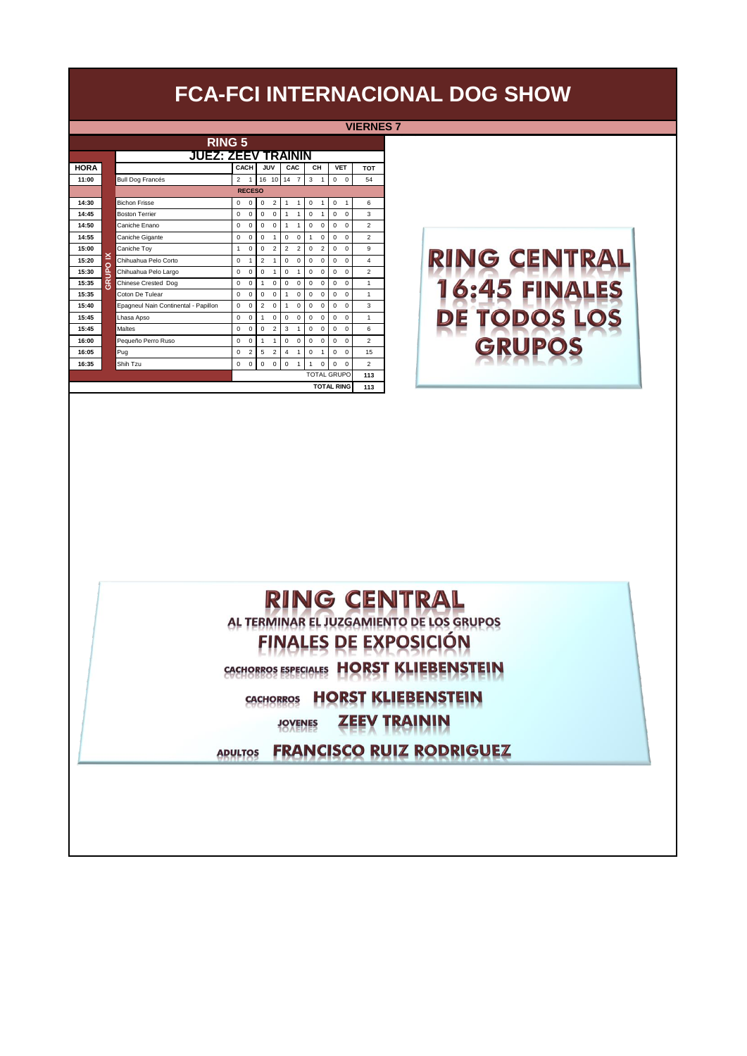# FCA-FCI INTERNACIONAL DOG SHOW

**VIERNES 7**

## RING 5

### JUEZ: ZEEV TRAININ

| HORA | | | CACH | | JUV | | CAC | | CH | | VET | | TOT |
|---|---|---|---|---|---|---|---|---|---|---|---|---|---|
| 11:00 | | Bull Dog Francés | 2 | 1 | 16 | 10 | 14 | 7 | 3 | 1 | 0 | 0 | 54 |
| | | **RECESO** | | | | | | | | | | | |
| 14:30 | GRUPO IX | Bichon Frisse | 0 | 0 | 0 | 2 | 1 | 1 | 0 | 1 | 0 | 1 | 6 |
| 14:45 | GRUPO IX | Boston Terrier | 0 | 0 | 0 | 0 | 1 | 1 | 0 | 1 | 0 | 0 | 3 |
| 14:50 | GRUPO IX | Caniche Enano | 0 | 0 | 0 | 0 | 1 | 1 | 0 | 0 | 0 | 0 | 2 |
| 14:55 | GRUPO IX | Caniche Gigante | 0 | 0 | 0 | 1 | 0 | 0 | 1 | 0 | 0 | 0 | 2 |
| 15:00 | GRUPO IX | Caniche Toy | 1 | 0 | 0 | 2 | 2 | 2 | 0 | 2 | 0 | 0 | 9 |
| 15:20 | GRUPO IX | Chihuahua Pelo Corto | 0 | 1 | 2 | 1 | 0 | 0 | 0 | 0 | 0 | 0 | 4 |
| 15:30 | GRUPO IX | Chihuahua Pelo Largo | 0 | 0 | 0 | 1 | 0 | 1 | 0 | 0 | 0 | 0 | 2 |
| 15:35 | GRUPO IX | Chinese Crested Dog | 0 | 0 | 1 | 0 | 0 | 0 | 0 | 0 | 0 | 0 | 1 |
| 15:35 | GRUPO IX | Coton De Tulear | 0 | 0 | 0 | 0 | 1 | 0 | 0 | 0 | 0 | 0 | 1 |
| 15:40 | GRUPO IX | Epagneul Nain Continental - Papillon | 0 | 0 | 2 | 0 | 1 | 0 | 0 | 0 | 0 | 0 | 3 |
| 15:45 | GRUPO IX | Lhasa Apso | 0 | 0 | 1 | 0 | 0 | 0 | 0 | 0 | 0 | 0 | 1 |
| 15:45 | GRUPO IX | Maltes | 0 | 0 | 0 | 2 | 3 | 1 | 0 | 0 | 0 | 0 | 6 |
| 16:00 | GRUPO IX | Pequeño Perro Ruso | 0 | 0 | 1 | 1 | 0 | 0 | 0 | 0 | 0 | 0 | 2 |
| 16:05 | GRUPO IX | Pug | 0 | 2 | 5 | 2 | 4 | 1 | 0 | 1 | 0 | 0 | 15 |
| 16:35 | GRUPO IX | Shih Tzu | 0 | 0 | 0 | 0 | 0 | 1 | 1 | 0 | 0 | 0 | 2 |
| | | | | | | | | | | | TOTAL GRUPO | | 113 |
| | | | | | | | | | | | **TOTAL RING** | | 113 |

**RING CENTRAL**
**16:45 FINALES DE TODOS LOS GRUPOS**

**RING CENTRAL**

**AL TERMINAR EL JUZGAMIENTO DE LOS GRUPOS**

**FINALES DE EXPOSICIÓN**

CACHORROS ESPECIALES **HORST KLIEBENSTEIN**

CACHORROS **HORST KLIEBENSTEIN**

JOVENES **ZEEV TRAININ**

ADULTOS **FRANCISCO RUIZ RODRIGUEZ**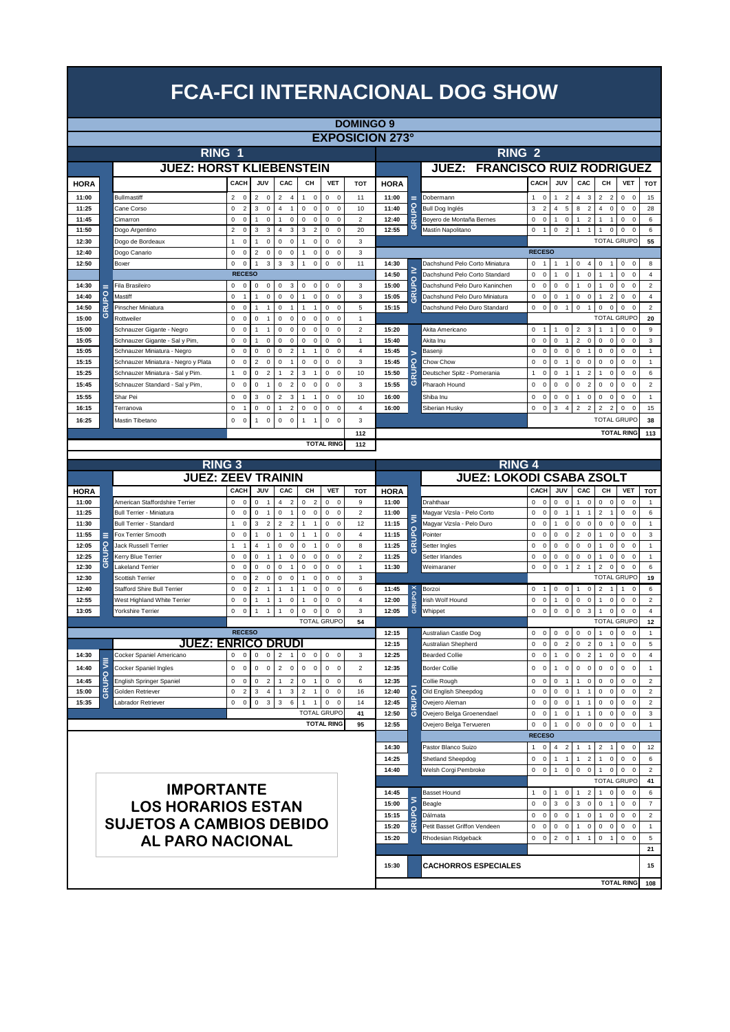# FCA-FCI INTERNACIONAL DOG SHOW

## DOMINGO 9

## EXPOSICION 273°

## RING 1

### JUEZ: HORST KLIEBENSTEIN

| HORA | GRUPO | RAZA | CACH | | JUV | | CAC | | CH | | VET | | TOT |
|---|---|---|---|---|---|---|---|---|---|---|---|---|---|
| 11:00 | | Bullmastiff | 2 | 0 | 2 | 0 | 2 | 4 | 1 | 0 | 0 | 0 | 11 |
| 11:25 | | Cane Corso | 0 | 2 | 3 | 0 | 4 | 1 | 0 | 0 | 0 | 0 | 10 |
| 11:45 | | Cimarron | 0 | 0 | 1 | 0 | 1 | 0 | 0 | 0 | 0 | 0 | 2 |
| 11:50 | | Dogo Argentino | 2 | 0 | 3 | 3 | 4 | 3 | 3 | 2 | 0 | 0 | 20 |
| 12:30 | | Dogo de Bordeaux | 1 | 0 | 1 | 0 | 0 | 0 | 1 | 0 | 0 | 0 | 3 |
| 12:40 | | Dogo Canario | 0 | 0 | 2 | 0 | 0 | 0 | 1 | 0 | 0 | 0 | 3 |
| 12:50 | | Boxer | 0 | 0 | 1 | 3 | 3 | 3 | 1 | 0 | 0 | 0 | 11 |
| | | RECESO | | | | | | | | | | | |
| 14:30 | GRUPO II | Fila Brasileiro | 0 | 0 | 0 | 0 | 0 | 3 | 0 | 0 | 0 | 0 | 3 |
| 14:40 | GRUPO II | Mastiff | 0 | 1 | 1 | 0 | 0 | 0 | 1 | 0 | 0 | 0 | 3 |
| 14:50 | GRUPO II | Pinscher Miniatura | 0 | 0 | 1 | 1 | 0 | 1 | 1 | 1 | 0 | 0 | 5 |
| 15:00 | GRUPO II | Rottweiler | 0 | 0 | 0 | 1 | 0 | 0 | 0 | 0 | 0 | 0 | 1 |
| 15:00 | | Schnauzer Gigante - Negro | 0 | 0 | 1 | 1 | 0 | 0 | 0 | 0 | 0 | 0 | 2 |
| 15:05 | | Schnauzer Gigante - Sal y Pim, | 0 | 0 | 1 | 0 | 0 | 0 | 0 | 0 | 0 | 0 | 1 |
| 15:05 | | Schnauzer Miniatura - Negro | 0 | 0 | 0 | 0 | 0 | 2 | 1 | 1 | 0 | 0 | 4 |
| 15:15 | | Schnauzer Miniatura - Negro y Plata | 0 | 0 | 2 | 0 | 0 | 1 | 0 | 0 | 0 | 0 | 3 |
| 15:25 | | Schnauzer Miniatura - Sal y Pim. | 1 | 0 | 0 | 2 | 1 | 2 | 3 | 1 | 0 | 0 | 10 |
| 15:45 | | Schnauzer Standard - Sal y Pim, | 0 | 0 | 0 | 1 | 0 | 2 | 0 | 0 | 0 | 0 | 3 |
| 15:55 | | Shar Pei | 0 | 0 | 3 | 0 | 2 | 3 | 1 | 1 | 0 | 0 | 10 |
| 16:15 | | Terranova | 0 | 1 | 0 | 0 | 1 | 2 | 0 | 0 | 0 | 0 | 4 |
| 16:25 | | Mastin Tibetano | 0 | 0 | 1 | 0 | 0 | 0 | 1 | 1 | 0 | 0 | 3 |
| | | | | | | | | | | | | | 112 |
| | | | | | | | | | | | | TOTAL RING | 112 |

## RING 2

### JUEZ: FRANCISCO RUIZ RODRIGUEZ

| HORA | GRUPO | RAZA | CACH | | JUV | | CAC | | CH | | VET | | TOT |
|---|---|---|---|---|---|---|---|---|---|---|---|---|---|
| 11:00 | GRUPO II | Dobermann | 1 | 0 | 1 | 2 | 4 | 3 | 2 | 2 | 0 | 0 | 15 |
| 11:40 | GRUPO II | Bull Dog Inglés | 3 | 2 | 4 | 5 | 8 | 2 | 4 | 0 | 0 | 0 | 28 |
| 12:40 | GRUPO II | Boyero de Montaña Bernes | 0 | 0 | 1 | 0 | 1 | 2 | 1 | 1 | 0 | 0 | 6 |
| 12:55 | GRUPO II | Mastín Napolitano | 0 | 1 | 0 | 2 | 1 | 1 | 1 | 0 | 0 | 0 | 6 |
| | | | | | | | | | | | | TOTAL GRUPO | 55 |
| | | RECESO | | | | | | | | | | | |
| 14:30 | GRUPO IV | Dachshund Pelo Corto Miniatura | 0 | 1 | 1 | 1 | 0 | 4 | 0 | 1 | 0 | 0 | 8 |
| 14:50 | GRUPO IV | Dachshund Pelo Corto Standard | 0 | 0 | 1 | 0 | 1 | 0 | 1 | 1 | 0 | 0 | 4 |
| 15:00 | GRUPO IV | Dachshund Pelo Duro Kaninchen | 0 | 0 | 0 | 0 | 1 | 0 | 1 | 0 | 0 | 0 | 2 |
| 15:05 | GRUPO IV | Dachshund Pelo Duro Miniatura | 0 | 0 | 0 | 1 | 0 | 0 | 1 | 2 | 0 | 0 | 4 |
| 15:15 | GRUPO IV | Dachshund Pelo Duro Standard | 0 | 0 | 0 | 1 | 0 | 1 | 0 | 0 | 0 | 0 | 2 |
| | | | | | | | | | | | | TOTAL GRUPO | 20 |
| 15:20 | GRUPO V | Akita Americano | 0 | 1 | 1 | 0 | 2 | 3 | 1 | 1 | 0 | 0 | 9 |
| 15:40 | GRUPO V | Akita Inu | 0 | 0 | 0 | 1 | 2 | 0 | 0 | 0 | 0 | 0 | 3 |
| 15:45 | GRUPO V | Basenji | 0 | 0 | 0 | 0 | 0 | 1 | 0 | 0 | 0 | 0 | 1 |
| 15:45 | GRUPO V | Chow Chow | 0 | 0 | 0 | 1 | 0 | 0 | 0 | 0 | 0 | 0 | 1 |
| 15:50 | GRUPO V | Deutscher Spitz - Pomerania | 1 | 0 | 0 | 1 | 1 | 2 | 1 | 0 | 0 | 0 | 6 |
| 15:55 | GRUPO V | Pharaoh Hound | 0 | 0 | 0 | 0 | 0 | 2 | 0 | 0 | 0 | 0 | 2 |
| 16:00 | GRUPO V | Shiba Inu | 0 | 0 | 0 | 0 | 1 | 0 | 0 | 0 | 0 | 0 | 1 |
| 16:00 | GRUPO V | Siberian Husky | 0 | 0 | 3 | 4 | 2 | 2 | 2 | 2 | 0 | 0 | 15 |
| | | | | | | | | | | | | TOTAL GRUPO | 38 |
| | | | | | | | | | | | | TOTAL RING | 113 |

## RING 3

### JUEZ: ZEEV TRAININ

| HORA | GRUPO | RAZA | CACH | | JUV | | CAC | | CH | | VET | | TOT |
|---|---|---|---|---|---|---|---|---|---|---|---|---|---|
| 11:00 | GRUPO III | American Staffordshire Terrier | 0 | 0 | 0 | 1 | 4 | 2 | 0 | 2 | 0 | 0 | 9 |
| 11:25 | GRUPO III | Bull Terrier - Miniatura | 0 | 0 | 0 | 1 | 0 | 1 | 0 | 0 | 0 | 0 | 2 |
| 11:30 | GRUPO III | Bull Terrier - Standard | 1 | 0 | 3 | 2 | 2 | 2 | 1 | 1 | 0 | 0 | 12 |
| 11:55 | GRUPO III | Fox Terrier Smooth | 0 | 0 | 1 | 0 | 1 | 0 | 1 | 1 | 0 | 0 | 4 |
| 12:05 | GRUPO III | Jack Russell Terrier | 1 | 1 | 4 | 1 | 0 | 0 | 0 | 1 | 0 | 0 | 8 |
| 12:25 | GRUPO III | Kerry Blue Terrier | 0 | 0 | 0 | 1 | 1 | 0 | 0 | 0 | 0 | 0 | 2 |
| 12:30 | GRUPO III | Lakeland Terrier | 0 | 0 | 0 | 0 | 0 | 1 | 0 | 0 | 0 | 0 | 1 |
| 12:30 | GRUPO III | Scottish Terrier | 0 | 0 | 2 | 0 | 0 | 0 | 1 | 0 | 0 | 0 | 3 |
| 12:40 | GRUPO III | Stafford Shire Bull Terrier | 0 | 0 | 2 | 1 | 1 | 1 | 1 | 0 | 0 | 0 | 6 |
| 12:55 | GRUPO III | West Highland White Terrier | 0 | 0 | 1 | 1 | 1 | 0 | 1 | 0 | 0 | 0 | 4 |
| 13:05 | GRUPO III | Yorkshire Terrier | 0 | 0 | 1 | 1 | 1 | 0 | 0 | 0 | 0 | 0 | 3 |
| | | | | | | | | | | | | TOTAL GRUPO | 54 |
| | | RECESO | | | | | | | | | | | |

### JUEZ: ENRICO DRUDI

| HORA | GRUPO | RAZA | CACH | | JUV | | CAC | | CH | | VET | | TOT |
|---|---|---|---|---|---|---|---|---|---|---|---|---|---|
| 14:30 | GRUPO VIII | Cocker Spaniel Americano | 0 | 0 | 0 | 0 | 2 | 1 | 0 | 0 | 0 | 0 | 3 |
| 14:40 | GRUPO VIII | Cocker Spaniel Ingles | 0 | 0 | 0 | 0 | 2 | 0 | 0 | 0 | 0 | 0 | 2 |
| 14:45 | GRUPO VIII | English Springer Spaniel | 0 | 0 | 2 | 1 | 2 | 0 | 1 | 0 | 0 | 0 | 6 |
| 15:00 | GRUPO VIII | Golden Retriever | 0 | 2 | 3 | 4 | 1 | 3 | 2 | 1 | 0 | 0 | 16 |
| 15:35 | GRUPO VIII | Labrador Retriever | 0 | 0 | 0 | 3 | 3 | 6 | 1 | 1 | 0 | 0 | 14 |
| | | | | | | | | | | | | TOTAL GRUPO | 41 |
| | | | | | | | | | | | | TOTAL RING | 95 |

## RING 4

### JUEZ: LOKODI CSABA ZSOLT

| HORA | GRUPO | RAZA | CACH | | JUV | | CAC | | CH | | VET | | TOT |
|---|---|---|---|---|---|---|---|---|---|---|---|---|---|
| 11:00 | GRUPO VII | Drahthaar | 0 | 0 | 0 | 0 | 1 | 0 | 0 | 0 | 0 | 0 | 1 |
| 11:00 | GRUPO VII | Magyar Vizsla - Pelo Corto | 0 | 0 | 0 | 1 | 1 | 1 | 2 | 1 | 0 | 0 | 6 |
| 11:15 | GRUPO VII | Magyar Vizsla - Pelo Duro | 0 | 0 | 1 | 0 | 0 | 0 | 0 | 0 | 0 | 0 | 1 |
| 11:15 | GRUPO VII | Pointer | 0 | 0 | 0 | 0 | 2 | 0 | 1 | 0 | 0 | 0 | 3 |
| 11:25 | GRUPO VII | Setter Ingles | 0 | 0 | 0 | 0 | 0 | 0 | 1 | 0 | 0 | 0 | 1 |
| 11:25 | GRUPO VII | Setter Irlandes | 0 | 0 | 0 | 0 | 0 | 0 | 1 | 0 | 0 | 0 | 1 |
| 11:30 | GRUPO VII | Weimaraner | 0 | 0 | 0 | 1 | 2 | 1 | 2 | 0 | 0 | 0 | 6 |
| | | | | | | | | | | | | TOTAL GRUPO | 19 |
| 11:45 | GRUPO X | Borzoi | 0 | 1 | 0 | 0 | 1 | 0 | 2 | 1 | 1 | 0 | 6 |
| 12:00 | GRUPO X | Irish Wolf Hound | 0 | 0 | 1 | 0 | 0 | 0 | 1 | 0 | 0 | 0 | 2 |
| 12:05 | GRUPO X | Whippet | 0 | 0 | 0 | 0 | 0 | 3 | 1 | 0 | 0 | 0 | 4 |
| | | | | | | | | | | | | TOTAL GRUPO | 12 |
| 12:15 | GRUPO I | Australian Castle Dog | 0 | 0 | 0 | 0 | 0 | 0 | 1 | 0 | 0 | 0 | 1 |
| 12:15 | GRUPO I | Australian Shepherd | 0 | 0 | 0 | 2 | 0 | 2 | 0 | 1 | 0 | 0 | 5 |
| 12:25 | GRUPO I | Bearded Collie | 0 | 0 | 1 | 0 | 0 | 2 | 1 | 0 | 0 | 0 | 4 |
| 12:35 | GRUPO I | Border Collie | 0 | 0 | 1 | 0 | 0 | 0 | 0 | 0 | 0 | 0 | 1 |
| 12:35 | GRUPO I | Collie Rough | 0 | 0 | 0 | 1 | 1 | 0 | 0 | 0 | 0 | 0 | 2 |
| 12:40 | GRUPO I | Old English Sheepdog | 0 | 0 | 0 | 0 | 1 | 1 | 0 | 0 | 0 | 0 | 2 |
| 12:45 | GRUPO I | Ovejero Aleman | 0 | 0 | 0 | 0 | 1 | 1 | 0 | 0 | 0 | 0 | 2 |
| 12:50 | GRUPO I | Ovejero Belga Groenendael | 0 | 0 | 1 | 0 | 1 | 1 | 0 | 0 | 0 | 0 | 3 |
| 12:55 | GRUPO I | Ovejero Belga Tervueren | 0 | 0 | 1 | 0 | 0 | 0 | 0 | 0 | 0 | 0 | 1 |
| | | RECESO | | | | | | | | | | | |
| 14:30 | GRUPO I | Pastor Blanco Suizo | 1 | 0 | 4 | 2 | 1 | 1 | 2 | 1 | 0 | 0 | 12 |
| 14:25 | GRUPO I | Shetland Sheepdog | 0 | 0 | 1 | 1 | 1 | 2 | 1 | 0 | 0 | 0 | 6 |
| 14:40 | GRUPO I | Welsh Corgi Pembroke | 0 | 0 | 1 | 0 | 0 | 0 | 1 | 0 | 0 | 0 | 2 |
| | | | | | | | | | | | | TOTAL GRUPO | 41 |
| 14:45 | GRUPO VI | Basset Hound | 1 | 0 | 1 | 0 | 1 | 2 | 1 | 0 | 0 | 0 | 6 |
| 15:00 | GRUPO VI | Beagle | 0 | 0 | 3 | 0 | 3 | 0 | 0 | 1 | 0 | 0 | 7 |
| 15:15 | GRUPO VI | Dálmata | 0 | 0 | 0 | 0 | 1 | 0 | 1 | 0 | 0 | 0 | 2 |
| 15:20 | GRUPO VI | Petit Basset Griffon Vendeen | 0 | 0 | 0 | 0 | 1 | 0 | 0 | 0 | 0 | 0 | 1 |
| 15:20 | GRUPO VI | Rhodesian Ridgeback | 0 | 0 | 2 | 0 | 1 | 1 | 0 | 1 | 0 | 0 | 5 |
| | | | | | | | | | | | | | 21 |
| 15:30 | | CACHORROS ESPECIALES | | | | | | | | | | | 15 |
| | | | | | | | | | | | | TOTAL RING | 108 |

**IMPORTANTE**
**LOS HORARIOS ESTAN SUJETOS A CAMBIOS DEBIDO AL PARO NACIONAL**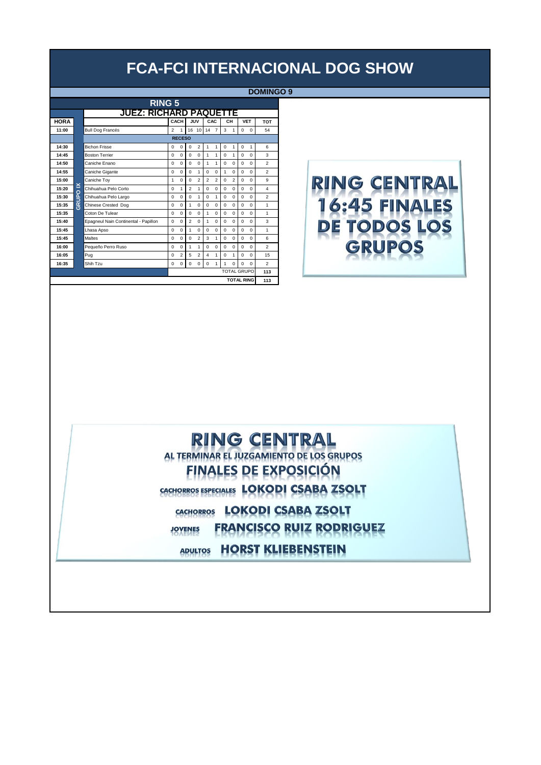# FCA-FCI INTERNACIONAL DOG SHOW

**DOMINGO 9**

## RING 5

### JUEZ: RICHARD PAQUETTE

| HORA | | | CACH | | JUV | | CAC | | CH | | VET | | TOT |
|---|---|---|---|---|---|---|---|---|---|---|---|---|---|
| 11:00 | | Bull Dog Francés | 2 | 1 | 16 | 10 | 14 | 7 | 3 | 1 | 0 | 0 | 54 |
| | | **RECESO** | | | | | | | | | | | |
| 14:30 | GRUPO IX | Bichon Frisse | 0 | 0 | 0 | 2 | 1 | 1 | 0 | 1 | 0 | 1 | 6 |
| 14:45 | GRUPO IX | Boston Terrier | 0 | 0 | 0 | 0 | 1 | 1 | 0 | 1 | 0 | 0 | 3 |
| 14:50 | GRUPO IX | Caniche Enano | 0 | 0 | 0 | 0 | 1 | 1 | 0 | 0 | 0 | 0 | 2 |
| 14:55 | GRUPO IX | Caniche Gigante | 0 | 0 | 0 | 1 | 0 | 0 | 1 | 0 | 0 | 0 | 2 |
| 15:00 | GRUPO IX | Caniche Toy | 1 | 0 | 0 | 2 | 2 | 2 | 0 | 2 | 0 | 0 | 9 |
| 15:20 | GRUPO IX | Chihuahua Pelo Corto | 0 | 1 | 2 | 1 | 0 | 0 | 0 | 0 | 0 | 0 | 4 |
| 15:30 | GRUPO IX | Chihuahua Pelo Largo | 0 | 0 | 0 | 1 | 0 | 1 | 0 | 0 | 0 | 0 | 2 |
| 15:35 | GRUPO IX | Chinese Crested Dog | 0 | 0 | 1 | 0 | 0 | 0 | 0 | 0 | 0 | 0 | 1 |
| 15:35 | GRUPO IX | Coton De Tulear | 0 | 0 | 0 | 0 | 1 | 0 | 0 | 0 | 0 | 0 | 1 |
| 15:40 | GRUPO IX | Epagneul Nain Continental - Papillon | 0 | 0 | 2 | 0 | 1 | 0 | 0 | 0 | 0 | 0 | 3 |
| 15:45 | GRUPO IX | Lhasa Apso | 0 | 0 | 1 | 0 | 0 | 0 | 0 | 0 | 0 | 0 | 1 |
| 15:45 | GRUPO IX | Maltes | 0 | 0 | 0 | 2 | 3 | 1 | 0 | 0 | 0 | 0 | 6 |
| 16:00 | GRUPO IX | Pequeño Perro Ruso | 0 | 0 | 1 | 1 | 0 | 0 | 0 | 0 | 0 | 0 | 2 |
| 16:05 | GRUPO IX | Pug | 0 | 2 | 5 | 2 | 4 | 1 | 0 | 1 | 0 | 0 | 15 |
| 16:35 | GRUPO IX | Shih Tzu | 0 | 0 | 0 | 0 | 0 | 1 | 1 | 0 | 0 | 0 | 2 |
| | | | | | | | | | | | TOTAL GRUPO | | 113 |
| | | | | | | | | | | | TOTAL RING | | 113 |

**RING CENTRAL**
**16:45 FINALES DE TODOS LOS GRUPOS**

**RING CENTRAL**

AL TERMINAR EL JUZGAMIENTO DE LOS GRUPOS

**FINALES DE EXPOSICIÓN**

CACHORROS ESPECIALES **LOKODI CSABA ZSOLT**

CACHORROS **LOKODI CSABA ZSOLT**

JOVENES **FRANCISCO RUIZ RODRIGUEZ**

ADULTOS **HORST KLIEBENSTEIN**